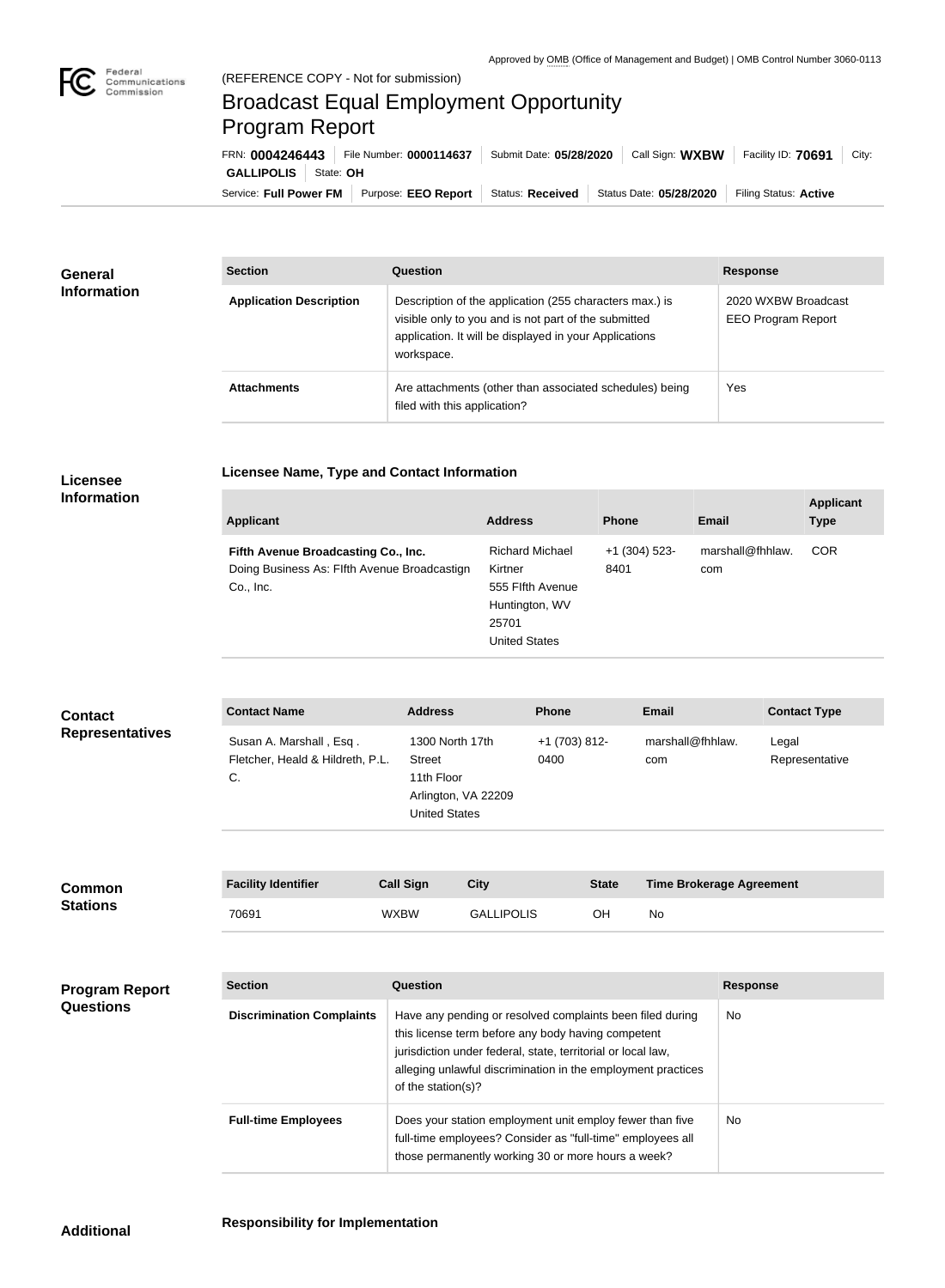Approved by OMB (Office of Management and Budget) | OMB Control Number 3060-0113

(REFERENCE COPY - Not for submission)

# Broadcast Equal Employment Opportunity Program Report

FRN: **0004246443** | File Number: **0000114637** | Submit Date: **05/28/2020** | Call Sign: **WXBW** | Facility ID: **70691** | City: **GALLIPOLIS** | State: **OH**

Service: **Full Power FM** | Purpose: **EEO Report** | Status: **Received** | Status Date: **05/28/2020** | Filing Status: **Active**

## General Information

| Section | Question | Response |
| --- | --- | --- |
| **Application Description** | Description of the application (255 characters max.) is visible only to you and is not part of the submitted application. It will be displayed in your Applications workspace. | 2020 WXBW Broadcast EEO Program Report |
| **Attachments** | Are attachments (other than associated schedules) being filed with this application? | Yes |

## Licensee Information

### Licensee Name, Type and Contact Information

| Applicant | Address | Phone | Email | Applicant Type |
| --- | --- | --- | --- | --- |
| **Fifth Avenue Broadcasting Co., Inc.** Doing Business As: FIfth Avenue Broadcastign Co., Inc. | Richard Michael Kirtner 555 FIfth Avenue Huntington, WV 25701 United States | +1 (304) 523-8401 | marshall@fhhlaw.com | COR |

## Contact Representatives

| Contact Name | Address | Phone | Email | Contact Type |
| --- | --- | --- | --- | --- |
| Susan A. Marshall , Esq . Fletcher, Heald & Hildreth, P.L.C. | 1300 North 17th Street 11th Floor Arlington, VA 22209 United States | +1 (703) 812-0400 | marshall@fhhlaw.com | Legal Representative |

## Common Stations

| Facility Identifier | Call Sign | City | State | Time Brokerage Agreement |
| --- | --- | --- | --- | --- |
| 70691 | WXBW | GALLIPOLIS | OH | No |

## Program Report Questions

| Section | Question | Response |
| --- | --- | --- |
| **Discrimination Complaints** | Have any pending or resolved complaints been filed during this license term before any body having competent jurisdiction under federal, state, territorial or local law, alleging unlawful discrimination in the employment practices of the station(s)? | No |
| **Full-time Employees** | Does your station employment unit employ fewer than five full-time employees? Consider as "full-time" employees all those permanently working 30 or more hours a week? | No |

## Additional

### Responsibility for Implementation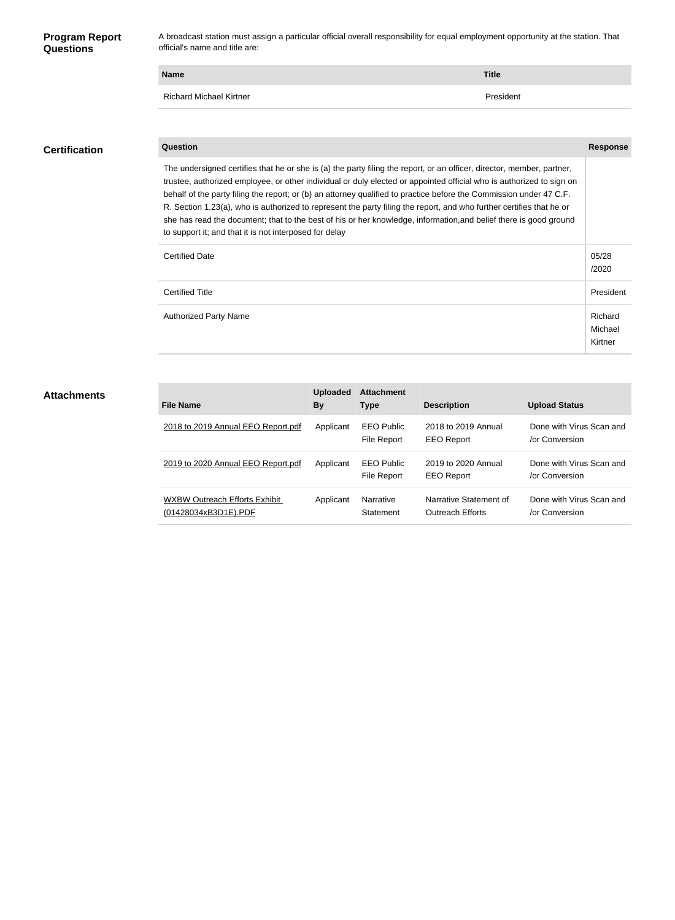### Program Report Questions

A broadcast station must assign a particular official overall responsibility for equal employment opportunity at the station. That official's name and title are:

| Name | Title |
| --- | --- |
| Richard Michael Kirtner | President |

### Certification

| Question | Response |
| --- | --- |
| The undersigned certifies that he or she is (a) the party filing the report, or an officer, director, member, partner, trustee, authorized employee, or other individual or duly elected or appointed official who is authorized to sign on behalf of the party filing the report; or (b) an attorney qualified to practice before the Commission under 47 C.F. R. Section 1.23(a), who is authorized to represent the party filing the report, and who further certifies that he or she has read the document; that to the best of his or her knowledge, information,and belief there is good ground to support it; and that it is not interposed for delay | |
| Certified Date | 05/28/2020 |
| Certified Title | President |
| Authorized Party Name | Richard Michael Kirtner |

### Attachments

| File Name | Uploaded By | Attachment Type | Description | Upload Status |
| --- | --- | --- | --- | --- |
| 2018 to 2019 Annual EEO Report.pdf | Applicant | EEO Public File Report | 2018 to 2019 Annual EEO Report | Done with Virus Scan and /or Conversion |
| 2019 to 2020 Annual EEO Report.pdf | Applicant | EEO Public File Report | 2019 to 2020 Annual EEO Report | Done with Virus Scan and /or Conversion |
| WXBW Outreach Efforts Exhibit (01428034xB3D1E).PDF | Applicant | Narrative Statement | Narrative Statement of Outreach Efforts | Done with Virus Scan and /or Conversion |